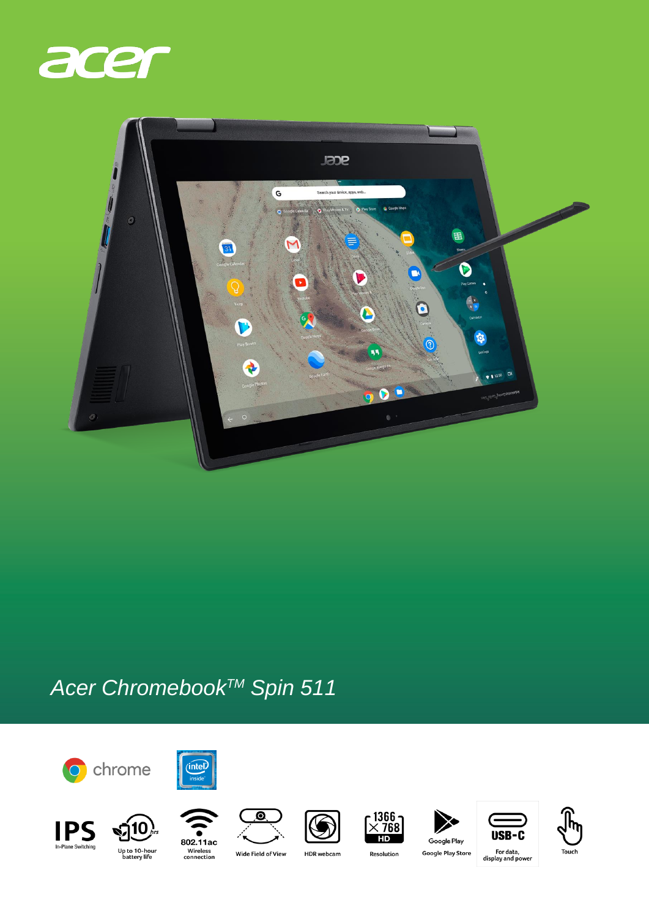# Acer Chromebook™ Spin 511

chrome

intel inside

- IPS — In-Plane Switching
- 10 hrs — Up to 10-hour battery life
- 802.11ac — Wireless connection
- Wide Field of View
- HDR webcam
- 1366 × 768 HD — Resolution
- Google Play — Google Play Store
- USB-C — For data, display and power
- Touch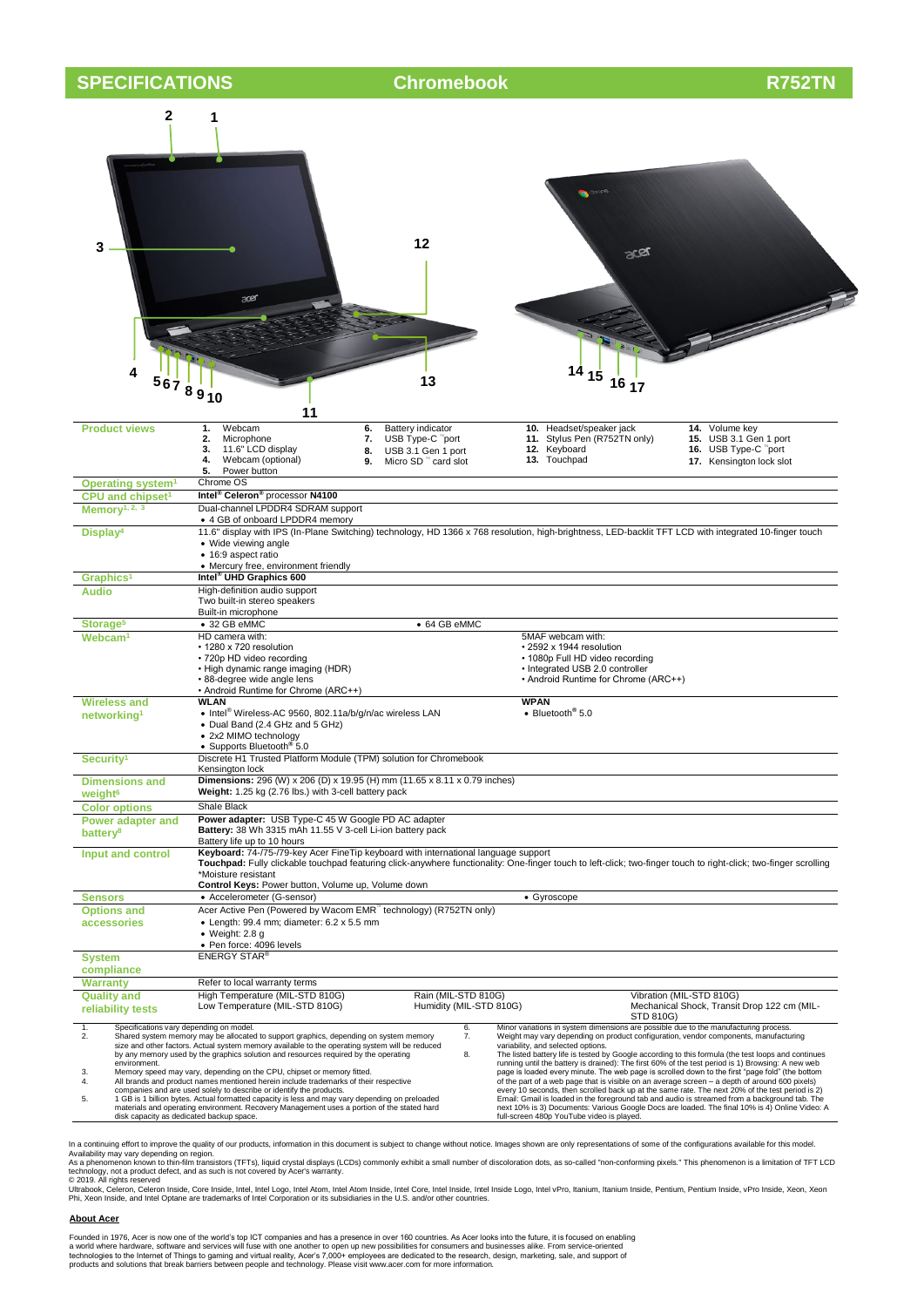# SPECIFICATIONS — Chromebook — R752TN

2 1

3

12

4 5 6 7 8 9 10

13

11

14 15 16 17

| | |
|---|---|
| **Product views** | 1. Webcam 2. Microphone 3. 11.6" LCD display 4. Webcam (optional) 5. Power button 6. Battery indicator 7. USB Type-C™ port 8. USB 3.1 Gen 1 port 9. Micro SD™ card slot 10. Headset/speaker jack 11. Stylus Pen (R752TN only) 12. Keyboard 13. Touchpad 14. Volume key 15. USB 3.1 Gen 1 port 16. USB Type-C™port 17. Kensington lock slot |
| **Operating system**[1] | Chrome OS |
| **CPU and chipset**[1] | **Intel® Celeron® processor N4100** |
| **Memory**[1, 2, 3] | Dual-channel LPDDR4 SDRAM support<br>• 4 GB of onboard LPDDR4 memory |
| **Display**[4] | 11.6" display with IPS (In-Plane Switching) technology, HD 1366 x 768 resolution, high-brightness, LED-backlit TFT LCD with integrated 10-finger touch<br>• Wide viewing angle<br>• 16:9 aspect ratio<br>• Mercury free, environment friendly |
| **Graphics**[1] | **Intel® UHD Graphics 600** |
| **Audio** | High-definition audio support<br>Two built-in stereo speakers<br>Built-in microphone |
| **Storage**[5] | • 32 GB eMMC • 64 GB eMMC |
| **Webcam**[1] | HD camera with:<br>• 1280 x 720 resolution<br>• 720p HD video recording<br>• High dynamic range imaging (HDR)<br>• 88-degree wide angle lens<br>• Android Runtime for Chrome (ARC++)<br><br>5MAF webcam with:<br>• 2592 x 1944 resolution<br>• 1080p Full HD video recording<br>• Integrated USB 2.0 controller<br>• Android Runtime for Chrome (ARC++) |
| **Wireless and networking**[1] | **WLAN**<br>• Intel® Wireless-AC 9560, 802.11a/b/g/n/ac wireless LAN<br>• Dual Band (2.4 GHz and 5 GHz)<br>• 2x2 MIMO technology<br>• Supports Bluetooth® 5.0<br><br>**WPAN**<br>• Bluetooth® 5.0 |
| **Security**[1] | Discrete H1 Trusted Platform Module (TPM) solution for Chromebook<br>Kensington lock |
| **Dimensions and weight**[6] | **Dimensions:** 296 (W) x 206 (D) x 19.95 (H) mm (11.65 x 8.11 x 0.79 inches)<br>**Weight:** 1.25 kg (2.76 lbs.) with 3-cell battery pack |
| **Color options** | Shale Black |
| **Power adapter and battery**[8] | **Power adapter:** USB Type-C 45 W Google PD AC adapter<br>**Battery:** 38 Wh 3315 mAh 11.55 V 3-cell Li-ion battery pack<br>Battery life up to 10 hours |
| **Input and control** | **Keyboard:** 74-/75-/79-key Acer FineTip keyboard with international language support<br>**Touchpad:** Fully clickable touchpad featuring click-anywhere functionality: One-finger touch to left-click; two-finger touch to right-click; two-finger scrolling<br>*Moisture resistant<br>**Control Keys:** Power button, Volume up, Volume down |
| **Sensors** | • Accelerometer (G-sensor) • Gyroscope |
| **Options and accessories** | Acer Active Pen (Powered by Wacom EMR™ technology) (R752TN only)<br>• Length: 99.4 mm; diameter: 6.2 x 5.5 mm<br>• Weight: 2.8 g<br>• Pen force: 4096 levels |
| **System compliance** | ENERGY STAR® |
| **Warranty** | Refer to local warranty terms |
| **Quality and reliability tests** | High Temperature (MIL-STD 810G)<br>Low Temperature (MIL-STD 810G)<br>Rain (MIL-STD 810G)<br>Humidity (MIL-STD 810G)<br>Vibration (MIL-STD 810G)<br>Mechanical Shock, Transit Drop 122 cm (MIL-STD 810G) |

1. Specifications vary depending on model.
2. Shared system memory may be allocated to support graphics, depending on system memory size and other factors. Actual system memory available to the operating system will be reduced by any memory used by the graphics solution and resources required by the operating environment.
3. Memory speed may vary, depending on the CPU, chipset or memory fitted.
4. All brands and product names mentioned herein include trademarks of their respective companies and are used solely to describe or identify the products.
5. 1 GB is 1 billion bytes. Actual formatted capacity is less and may vary depending on preloaded materials and operating environment. Recovery Management uses a portion of the stated hard disk capacity as dedicated backup space.
6. Minor variations in system dimensions are possible due to the manufacturing process.
7. Weight may vary depending on product configuration, vendor components, manufacturing variability, and selected options.
8. The listed battery life is tested by Google according to this formula (the test loops and continues running until the battery is drained): The first 60% of the test period is 1) Browsing: A new web page is loaded every minute. The web page is scrolled down to the first "page fold" (the bottom of the part of a web page that is visible on an average screen – a depth of around 600 pixels) every 10 seconds, then scrolled back up at the same rate. The next 20% of the test period is 2) Email: Gmail is loaded in the foreground tab and audio is streamed from a background tab. The next 10% is 3) Documents: Various Google Docs are loaded. The final 10% is 4) Online Video: A full-screen 480p YouTube video is played.

In a continuing effort to improve the quality of our products, information in this document is subject to change without notice. Images shown are only representations of some of the configurations available for this model.
Availability may vary depending on region.
As a phenomenon known to thin-film transistors (TFTs), liquid crystal displays (LCDs) commonly exhibit a small number of discoloration dots, as so-called "non-conforming pixels." This phenomenon is a limitation of TFT LCD technology, not a product defect, and as such is not covered by Acer's warranty.
© 2019. All rights reserved
Ultrabook, Celeron, Celeron Inside, Core Inside, Intel, Intel Logo, Intel Atom, Intel Atom Inside, Intel Core, Intel Inside, Intel Inside Logo, Intel vPro, Itanium, Itanium Inside, Pentium, Pentium Inside, vPro Inside, Xeon, Xeon Phi, Xeon Inside, and Intel Optane are trademarks of Intel Corporation or its subsidiaries in the U.S. and/or other countries.

## About Acer

Founded in 1976, Acer is now one of the world's top ICT companies and has a presence in over 160 countries. As Acer looks into the future, it is focused on enabling a world where hardware, software and services will fuse with one another to open up new possibilities for consumers and businesses alike. From service-oriented technologies to the Internet of Things to gaming and virtual reality, Acer's 7,000+ employees are dedicated to the research, design, marketing, sale, and support of products and solutions that break barriers between people and technology. Please visit www.acer.com for more information.